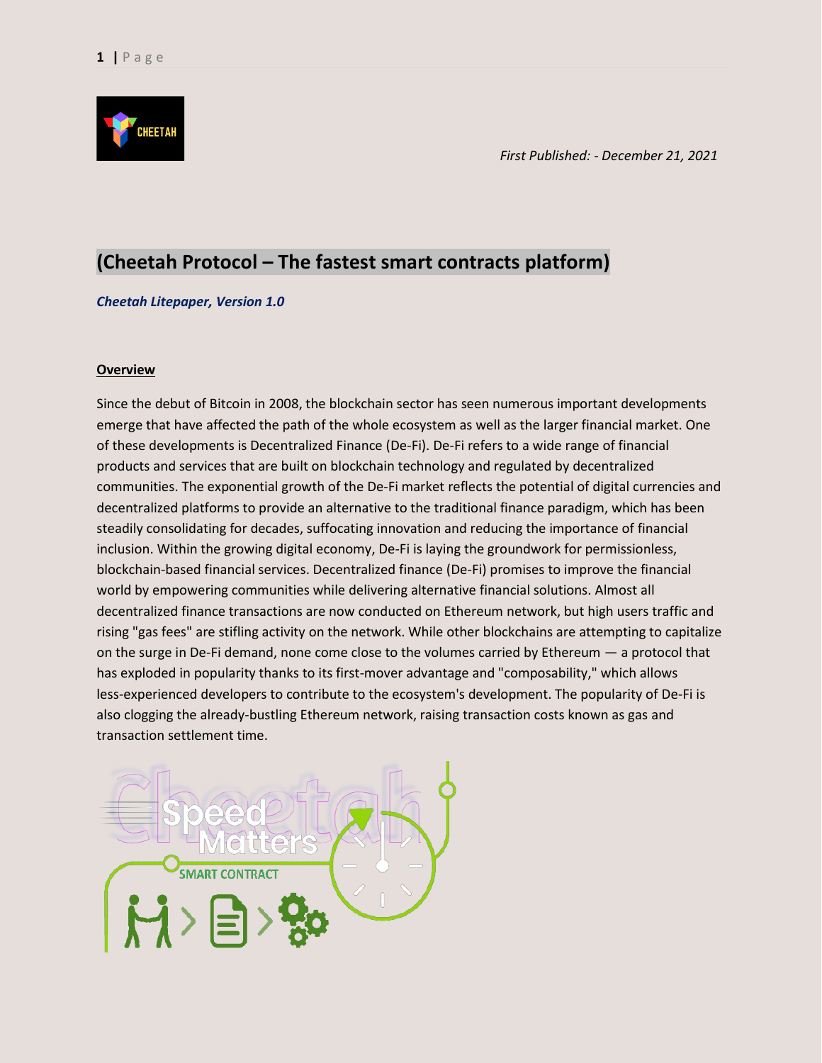*First Published: - December 21, 2021*

# (Cheetah Protocol – The fastest smart contracts platform)

***Cheetah Litepaper, Version 1.0***

**Overview**

Since the debut of Bitcoin in 2008, the blockchain sector has seen numerous important developments emerge that have affected the path of the whole ecosystem as well as the larger financial market. One of these developments is Decentralized Finance (De-Fi). De-Fi refers to a wide range of financial products and services that are built on blockchain technology and regulated by decentralized communities. The exponential growth of the De-Fi market reflects the potential of digital currencies and decentralized platforms to provide an alternative to the traditional finance paradigm, which has been steadily consolidating for decades, suffocating innovation and reducing the importance of financial inclusion. Within the growing digital economy, De-Fi is laying the groundwork for permissionless, blockchain-based financial services. Decentralized finance (De-Fi) promises to improve the financial world by empowering communities while delivering alternative financial solutions. Almost all decentralized finance transactions are now conducted on Ethereum network, but high users traffic and rising "gas fees" are stifling activity on the network. While other blockchains are attempting to capitalize on the surge in De-Fi demand, none come close to the volumes carried by Ethereum — a protocol that has exploded in popularity thanks to its first-mover advantage and "composability," which allows less-experienced developers to contribute to the ecosystem's development. The popularity of De-Fi is also clogging the already-bustling Ethereum network, raising transaction costs known as gas and transaction settlement time.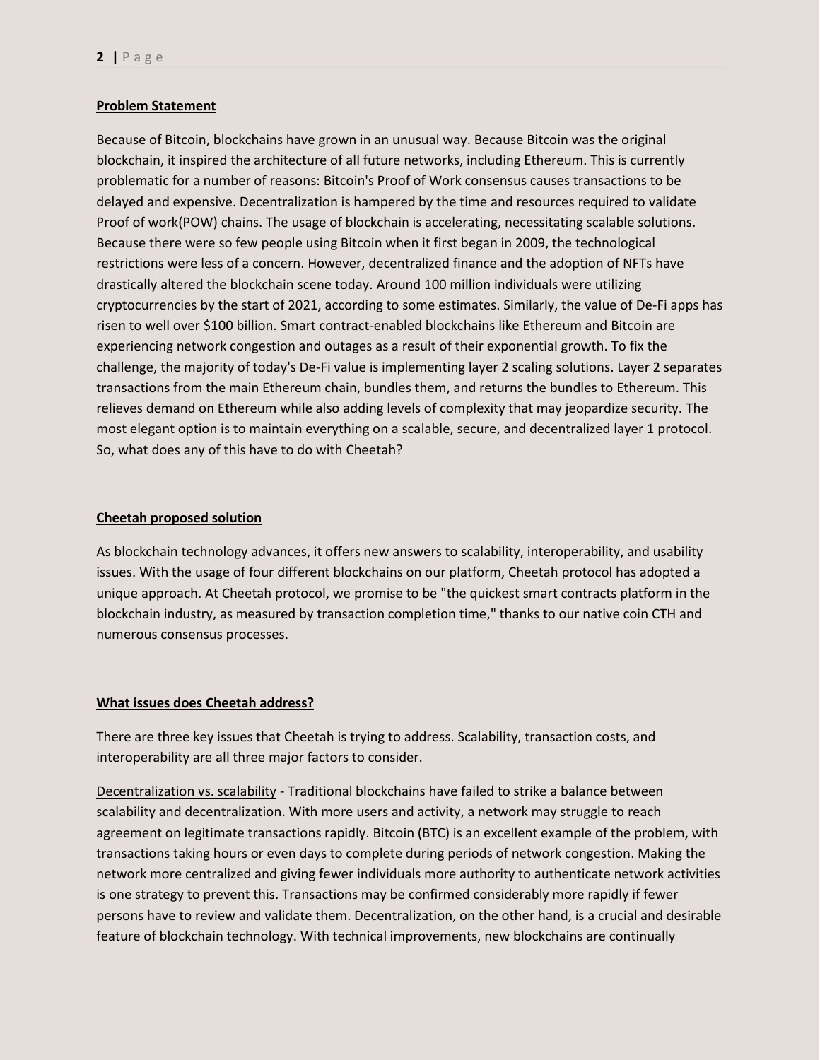## Problem Statement

Because of Bitcoin, blockchains have grown in an unusual way. Because Bitcoin was the original blockchain, it inspired the architecture of all future networks, including Ethereum. This is currently problematic for a number of reasons: Bitcoin's Proof of Work consensus causes transactions to be delayed and expensive. Decentralization is hampered by the time and resources required to validate Proof of work(POW) chains. The usage of blockchain is accelerating, necessitating scalable solutions. Because there were so few people using Bitcoin when it first began in 2009, the technological restrictions were less of a concern. However, decentralized finance and the adoption of NFTs have drastically altered the blockchain scene today. Around 100 million individuals were utilizing cryptocurrencies by the start of 2021, according to some estimates. Similarly, the value of De-Fi apps has risen to well over $100 billion. Smart contract-enabled blockchains like Ethereum and Bitcoin are experiencing network congestion and outages as a result of their exponential growth. To fix the challenge, the majority of today's De-Fi value is implementing layer 2 scaling solutions. Layer 2 separates transactions from the main Ethereum chain, bundles them, and returns the bundles to Ethereum. This relieves demand on Ethereum while also adding levels of complexity that may jeopardize security. The most elegant option is to maintain everything on a scalable, secure, and decentralized layer 1 protocol. So, what does any of this have to do with Cheetah?

## Cheetah proposed solution

As blockchain technology advances, it offers new answers to scalability, interoperability, and usability issues. With the usage of four different blockchains on our platform, Cheetah protocol has adopted a unique approach. At Cheetah protocol, we promise to be "the quickest smart contracts platform in the blockchain industry, as measured by transaction completion time," thanks to our native coin CTH and numerous consensus processes.

## What issues does Cheetah address?

There are three key issues that Cheetah is trying to address. Scalability, transaction costs, and interoperability are all three major factors to consider.

Decentralization vs. scalability - Traditional blockchains have failed to strike a balance between scalability and decentralization. With more users and activity, a network may struggle to reach agreement on legitimate transactions rapidly. Bitcoin (BTC) is an excellent example of the problem, with transactions taking hours or even days to complete during periods of network congestion. Making the network more centralized and giving fewer individuals more authority to authenticate network activities is one strategy to prevent this. Transactions may be confirmed considerably more rapidly if fewer persons have to review and validate them. Decentralization, on the other hand, is a crucial and desirable feature of blockchain technology. With technical improvements, new blockchains are continually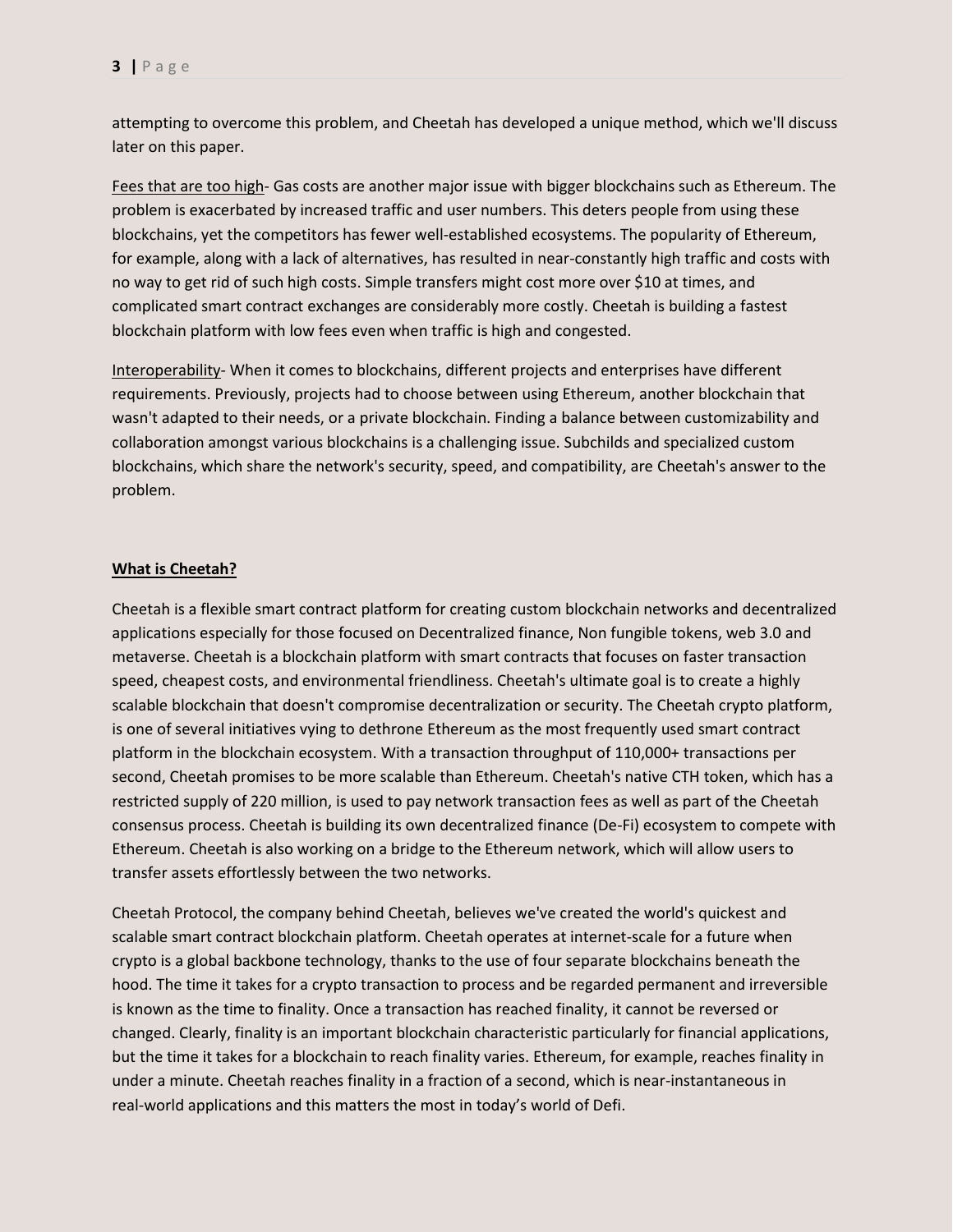attempting to overcome this problem, and Cheetah has developed a unique method, which we'll discuss later on this paper.

<u>Fees that are too high</u>- Gas costs are another major issue with bigger blockchains such as Ethereum. The problem is exacerbated by increased traffic and user numbers. This deters people from using these blockchains, yet the competitors has fewer well-established ecosystems. The popularity of Ethereum, for example, along with a lack of alternatives, has resulted in near-constantly high traffic and costs with no way to get rid of such high costs. Simple transfers might cost more over $10 at times, and complicated smart contract exchanges are considerably more costly. Cheetah is building a fastest blockchain platform with low fees even when traffic is high and congested.

<u>Interoperability</u>- When it comes to blockchains, different projects and enterprises have different requirements. Previously, projects had to choose between using Ethereum, another blockchain that wasn't adapted to their needs, or a private blockchain. Finding a balance between customizability and collaboration amongst various blockchains is a challenging issue. Subchilds and specialized custom blockchains, which share the network's security, speed, and compatibility, are Cheetah's answer to the problem.

## <u>What is Cheetah?</u>

Cheetah is a flexible smart contract platform for creating custom blockchain networks and decentralized applications especially for those focused on Decentralized finance, Non fungible tokens, web 3.0 and metaverse. Cheetah is a blockchain platform with smart contracts that focuses on faster transaction speed, cheapest costs, and environmental friendliness. Cheetah's ultimate goal is to create a highly scalable blockchain that doesn't compromise decentralization or security. The Cheetah crypto platform, is one of several initiatives vying to dethrone Ethereum as the most frequently used smart contract platform in the blockchain ecosystem. With a transaction throughput of 110,000+ transactions per second, Cheetah promises to be more scalable than Ethereum. Cheetah's native CTH token, which has a restricted supply of 220 million, is used to pay network transaction fees as well as part of the Cheetah consensus process. Cheetah is building its own decentralized finance (De-Fi) ecosystem to compete with Ethereum. Cheetah is also working on a bridge to the Ethereum network, which will allow users to transfer assets effortlessly between the two networks.

Cheetah Protocol, the company behind Cheetah, believes we've created the world's quickest and scalable smart contract blockchain platform. Cheetah operates at internet-scale for a future when crypto is a global backbone technology, thanks to the use of four separate blockchains beneath the hood. The time it takes for a crypto transaction to process and be regarded permanent and irreversible is known as the time to finality. Once a transaction has reached finality, it cannot be reversed or changed. Clearly, finality is an important blockchain characteristic particularly for financial applications, but the time it takes for a blockchain to reach finality varies. Ethereum, for example, reaches finality in under a minute. Cheetah reaches finality in a fraction of a second, which is near-instantaneous in real-world applications and this matters the most in today's world of Defi.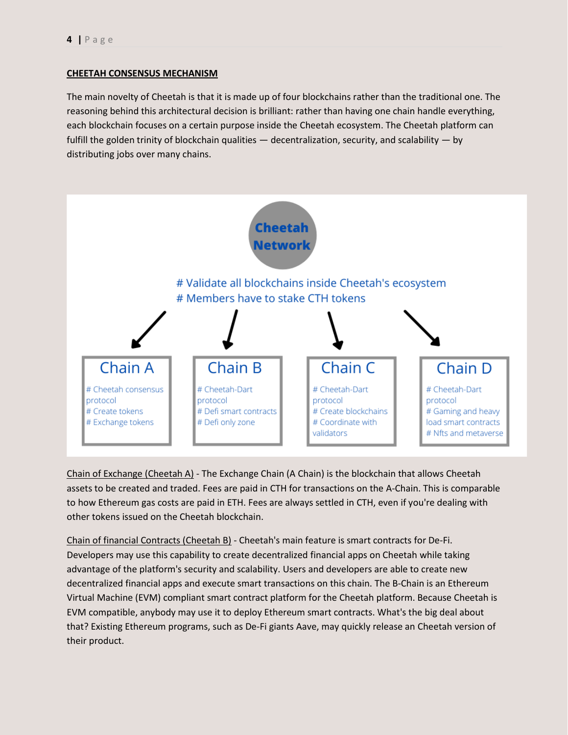**CHEETAH CONSENSUS MECHANISM**

The main novelty of Cheetah is that it is made up of four blockchains rather than the traditional one. The reasoning behind this architectural decision is brilliant: rather than having one chain handle everything, each blockchain focuses on a certain purpose inside the Cheetah ecosystem. The Cheetah platform can fulfill the golden trinity of blockchain qualities — decentralization, security, and scalability — by distributing jobs over many chains.

**Cheetah Network**

# Validate all blockchains inside Cheetah's ecosystem
# Members have to stake CTH tokens

| Chain A | Chain B | Chain C | Chain D |
| --- | --- | --- | --- |
| # Cheetah consensus protocol<br># Create tokens<br># Exchange tokens | # Cheetah-Dart protocol<br># Defi smart contracts<br># Defi only zone | # Cheetah-Dart protocol<br># Create blockchains<br># Coordinate with validators | # Cheetah-Dart protocol<br># Gaming and heavy load smart contracts<br># Nfts and metaverse |

Chain of Exchange (Cheetah A) - The Exchange Chain (A Chain) is the blockchain that allows Cheetah assets to be created and traded. Fees are paid in CTH for transactions on the A-Chain. This is comparable to how Ethereum gas costs are paid in ETH. Fees are always settled in CTH, even if you're dealing with other tokens issued on the Cheetah blockchain.

Chain of financial Contracts (Cheetah B) - Cheetah's main feature is smart contracts for De-Fi. Developers may use this capability to create decentralized financial apps on Cheetah while taking advantage of the platform's security and scalability. Users and developers are able to create new decentralized financial apps and execute smart transactions on this chain. The B-Chain is an Ethereum Virtual Machine (EVM) compliant smart contract platform for the Cheetah platform. Because Cheetah is EVM compatible, anybody may use it to deploy Ethereum smart contracts. What's the big deal about that? Existing Ethereum programs, such as De-Fi giants Aave, may quickly release an Cheetah version of their product.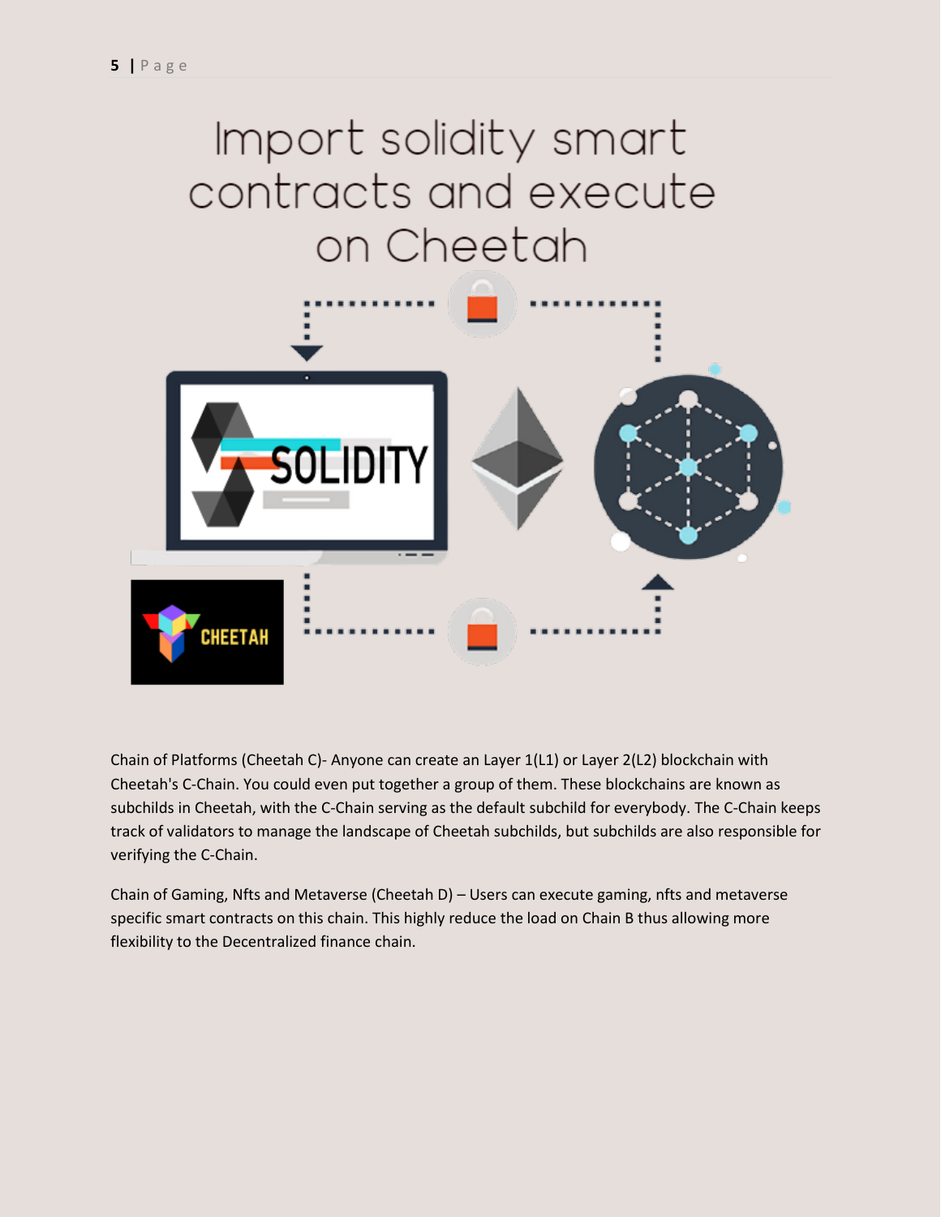# Import solidity smart contracts and execute on Cheetah

Chain of Platforms (Cheetah C)- Anyone can create an Layer 1(L1) or Layer 2(L2) blockchain with Cheetah's C-Chain. You could even put together a group of them. These blockchains are known as subchilds in Cheetah, with the C-Chain serving as the default subchild for everybody. The C-Chain keeps track of validators to manage the landscape of Cheetah subchilds, but subchilds are also responsible for verifying the C-Chain.

Chain of Gaming, Nfts and Metaverse (Cheetah D) – Users can execute gaming, nfts and metaverse specific smart contracts on this chain. This highly reduce the load on Chain B thus allowing more flexibility to the Decentralized finance chain.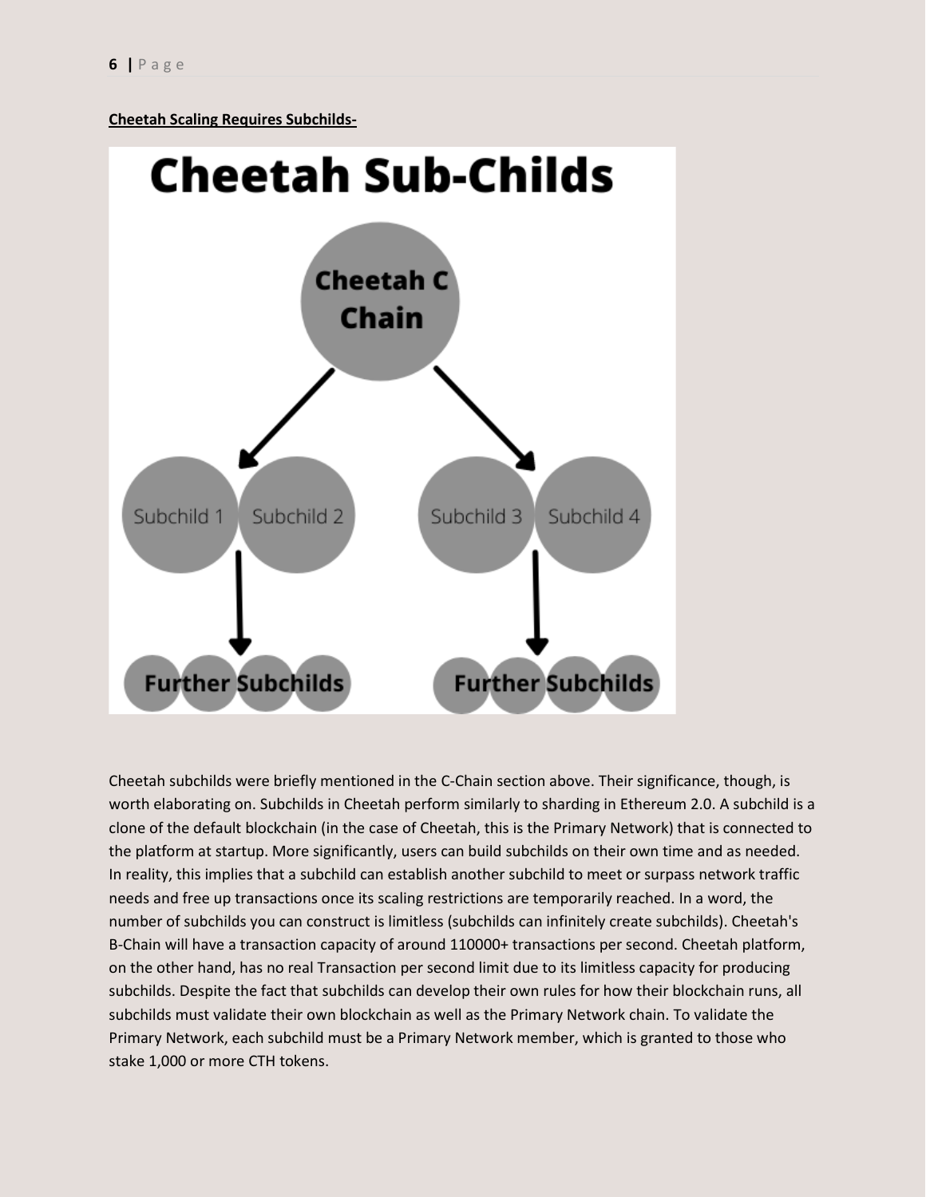**Cheetah Scaling Requires Subchilds-**

Cheetah subchilds were briefly mentioned in the C-Chain section above. Their significance, though, is worth elaborating on. Subchilds in Cheetah perform similarly to sharding in Ethereum 2.0. A subchild is a clone of the default blockchain (in the case of Cheetah, this is the Primary Network) that is connected to the platform at startup. More significantly, users can build subchilds on their own time and as needed. In reality, this implies that a subchild can establish another subchild to meet or surpass network traffic needs and free up transactions once its scaling restrictions are temporarily reached. In a word, the number of subchilds you can construct is limitless (subchilds can infinitely create subchilds). Cheetah's B-Chain will have a transaction capacity of around 110000+ transactions per second. Cheetah platform, on the other hand, has no real Transaction per second limit due to its limitless capacity for producing subchilds. Despite the fact that subchilds can develop their own rules for how their blockchain runs, all subchilds must validate their own blockchain as well as the Primary Network chain. To validate the Primary Network, each subchild must be a Primary Network member, which is granted to those who stake 1,000 or more CTH tokens.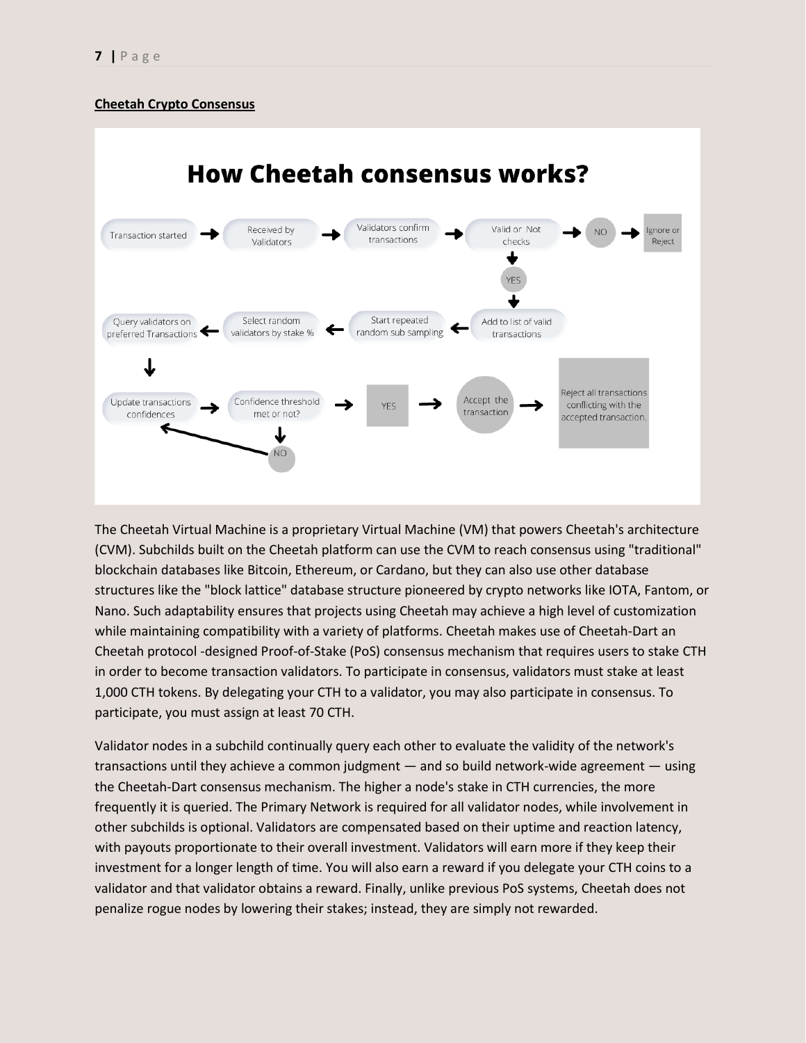## Cheetah Crypto Consensus

**How Cheetah consensus works?**

Transaction started → Received by Validators → Validators confirm transactions → Valid or Not checks → NO → Ignore or Reject

Valid or Not checks → YES → Add to list of valid transactions → Start repeated random sub sampling → Select random validators by stake % → Query validators on preferred Transactions → Update transactions confidences → Confidence threshold met or not? → NO → Update transactions confidences

Confidence threshold met or not? → YES → Accept the transaction → Reject all transactions conflicting with the accepted transaction.

The Cheetah Virtual Machine is a proprietary Virtual Machine (VM) that powers Cheetah's architecture (CVM). Subchilds built on the Cheetah platform can use the CVM to reach consensus using "traditional" blockchain databases like Bitcoin, Ethereum, or Cardano, but they can also use other database structures like the "block lattice" database structure pioneered by crypto networks like IOTA, Fantom, or Nano. Such adaptability ensures that projects using Cheetah may achieve a high level of customization while maintaining compatibility with a variety of platforms. Cheetah makes use of Cheetah-Dart an Cheetah protocol -designed Proof-of-Stake (PoS) consensus mechanism that requires users to stake CTH in order to become transaction validators. To participate in consensus, validators must stake at least 1,000 CTH tokens. By delegating your CTH to a validator, you may also participate in consensus. To participate, you must assign at least 70 CTH.

Validator nodes in a subchild continually query each other to evaluate the validity of the network's transactions until they achieve a common judgment — and so build network-wide agreement — using the Cheetah-Dart consensus mechanism. The higher a node's stake in CTH currencies, the more frequently it is queried. The Primary Network is required for all validator nodes, while involvement in other subchilds is optional. Validators are compensated based on their uptime and reaction latency, with payouts proportionate to their overall investment. Validators will earn more if they keep their investment for a longer length of time. You will also earn a reward if you delegate your CTH coins to a validator and that validator obtains a reward. Finally, unlike previous PoS systems, Cheetah does not penalize rogue nodes by lowering their stakes; instead, they are simply not rewarded.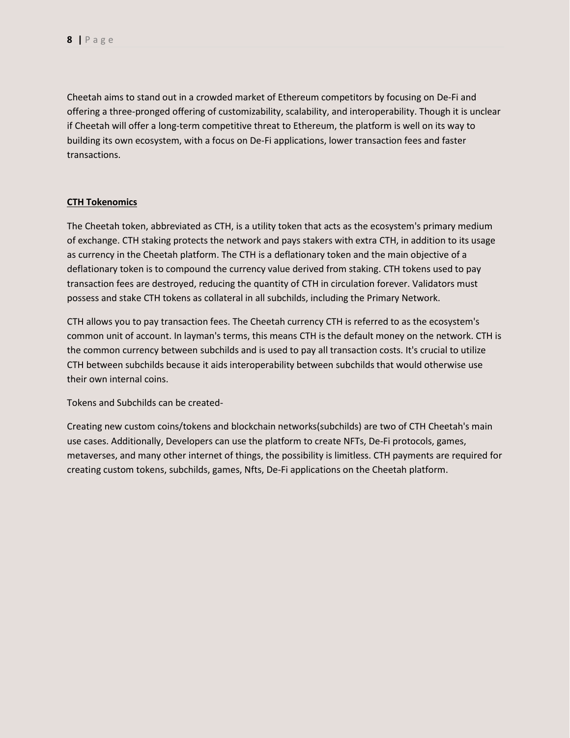Cheetah aims to stand out in a crowded market of Ethereum competitors by focusing on De-Fi and offering a three-pronged offering of customizability, scalability, and interoperability. Though it is unclear if Cheetah will offer a long-term competitive threat to Ethereum, the platform is well on its way to building its own ecosystem, with a focus on De-Fi applications, lower transaction fees and faster transactions.

## CTH Tokenomics

The Cheetah token, abbreviated as CTH, is a utility token that acts as the ecosystem's primary medium of exchange. CTH staking protects the network and pays stakers with extra CTH, in addition to its usage as currency in the Cheetah platform. The CTH is a deflationary token and the main objective of a deflationary token is to compound the currency value derived from staking. CTH tokens used to pay transaction fees are destroyed, reducing the quantity of CTH in circulation forever. Validators must possess and stake CTH tokens as collateral in all subchilds, including the Primary Network.

CTH allows you to pay transaction fees. The Cheetah currency CTH is referred to as the ecosystem's common unit of account. In layman's terms, this means CTH is the default money on the network. CTH is the common currency between subchilds and is used to pay all transaction costs. It's crucial to utilize CTH between subchilds because it aids interoperability between subchilds that would otherwise use their own internal coins.

Tokens and Subchilds can be created-

Creating new custom coins/tokens and blockchain networks(subchilds) are two of CTH Cheetah's main use cases. Additionally, Developers can use the platform to create NFTs, De-Fi protocols, games, metaverses, and many other internet of things, the possibility is limitless. CTH payments are required for creating custom tokens, subchilds, games, Nfts, De-Fi applications on the Cheetah platform.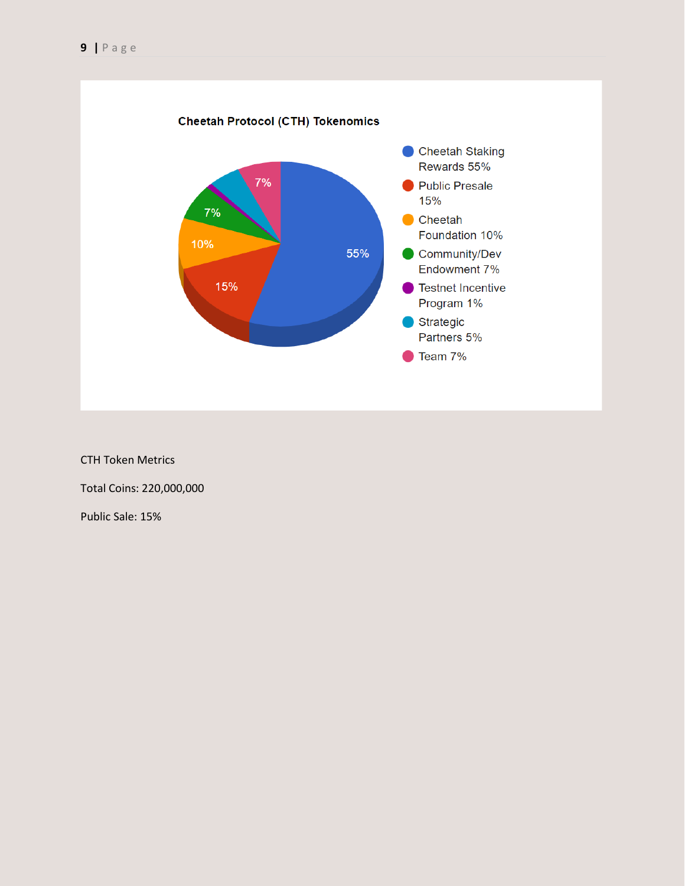**Cheetah Protocol (CTH) Tokenomics**

- Cheetah Staking Rewards 55%
- Public Presale 15%
- Cheetah Foundation 10%
- Community/Dev Endowment 7%
- Testnet Incentive Program 1%
- Strategic Partners 5%
- Team 7%

CTH Token Metrics

Total Coins: 220,000,000

Public Sale: 15%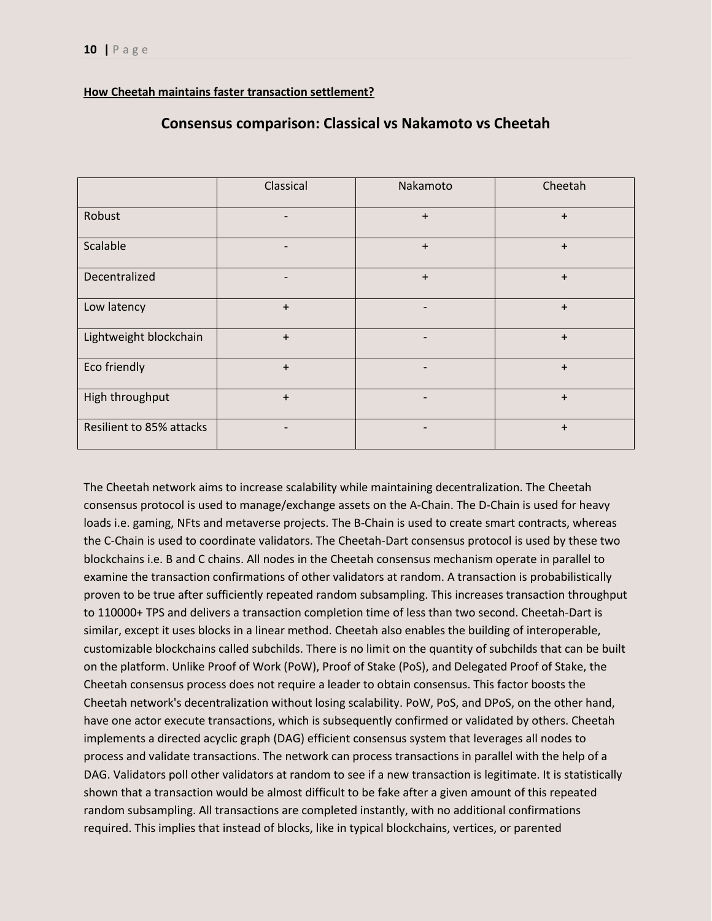**How Cheetah maintains faster transaction settlement?**

## Consensus comparison: Classical vs Nakamoto vs Cheetah

| | Classical | Nakamoto | Cheetah |
|---|---|---|---|
| Robust | - | + | + |
| Scalable | - | + | + |
| Decentralized | - | + | + |
| Low latency | + | - | + |
| Lightweight blockchain | + | - | + |
| Eco friendly | + | - | + |
| High throughput | + | - | + |
| Resilient to 85% attacks | - | - | + |

The Cheetah network aims to increase scalability while maintaining decentralization. The Cheetah consensus protocol is used to manage/exchange assets on the A-Chain. The D-Chain is used for heavy loads i.e. gaming, NFts and metaverse projects. The B-Chain is used to create smart contracts, whereas the C-Chain is used to coordinate validators. The Cheetah-Dart consensus protocol is used by these two blockchains i.e. B and C chains. All nodes in the Cheetah consensus mechanism operate in parallel to examine the transaction confirmations of other validators at random. A transaction is probabilistically proven to be true after sufficiently repeated random subsampling. This increases transaction throughput to 110000+ TPS and delivers a transaction completion time of less than two second. Cheetah-Dart is similar, except it uses blocks in a linear method. Cheetah also enables the building of interoperable, customizable blockchains called subchilds. There is no limit on the quantity of subchilds that can be built on the platform. Unlike Proof of Work (PoW), Proof of Stake (PoS), and Delegated Proof of Stake, the Cheetah consensus process does not require a leader to obtain consensus. This factor boosts the Cheetah network's decentralization without losing scalability. PoW, PoS, and DPoS, on the other hand, have one actor execute transactions, which is subsequently confirmed or validated by others. Cheetah implements a directed acyclic graph (DAG) efficient consensus system that leverages all nodes to process and validate transactions. The network can process transactions in parallel with the help of a DAG. Validators poll other validators at random to see if a new transaction is legitimate. It is statistically shown that a transaction would be almost difficult to be fake after a given amount of this repeated random subsampling. All transactions are completed instantly, with no additional confirmations required. This implies that instead of blocks, like in typical blockchains, vertices, or parented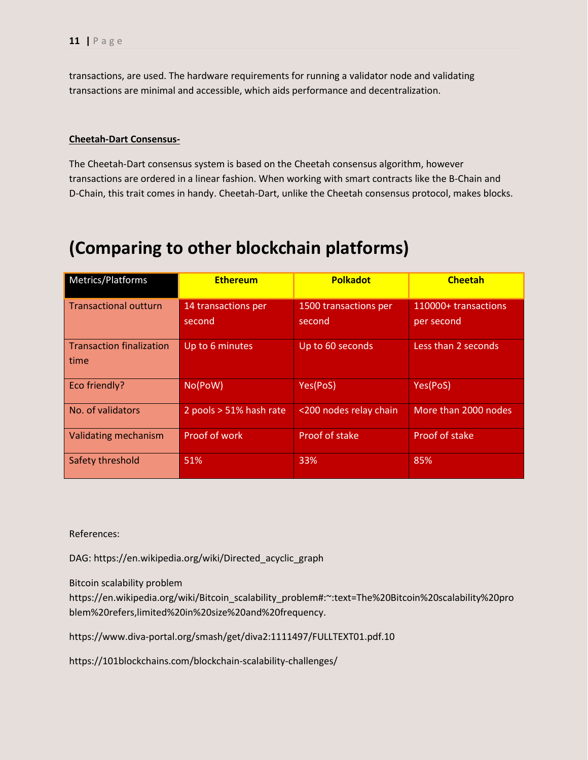transactions, are used. The hardware requirements for running a validator node and validating transactions are minimal and accessible, which aids performance and decentralization.

**Cheetah-Dart Consensus-**

The Cheetah-Dart consensus system is based on the Cheetah consensus algorithm, however transactions are ordered in a linear fashion. When working with smart contracts like the B-Chain and D-Chain, this trait comes in handy. Cheetah-Dart, unlike the Cheetah consensus protocol, makes blocks.

# (Comparing to other blockchain platforms)

| Metrics/Platforms | **Ethereum** | **Polkadot** | **Cheetah** |
|---|---|---|---|
| Transactional outturn | 14 transactions per second | 1500 transactions per second | 110000+ transactions per second |
| Transaction finalization time | Up to 6 minutes | Up to 60 seconds | Less than 2 seconds |
| Eco friendly? | No(PoW) | Yes(PoS) | Yes(PoS) |
| No. of validators | 2 pools > 51% hash rate | <200 nodes relay chain | More than 2000 nodes |
| Validating mechanism | Proof of work | Proof of stake | Proof of stake |
| Safety threshold | 51% | 33% | 85% |

References:

DAG: https://en.wikipedia.org/wiki/Directed_acyclic_graph

Bitcoin scalability problem
https://en.wikipedia.org/wiki/Bitcoin_scalability_problem#:~:text=The%20Bitcoin%20scalability%20problem%20refers,limited%20in%20size%20and%20frequency.

https://www.diva-portal.org/smash/get/diva2:1111497/FULLTEXT01.pdf.10

https://101blockchains.com/blockchain-scalability-challenges/